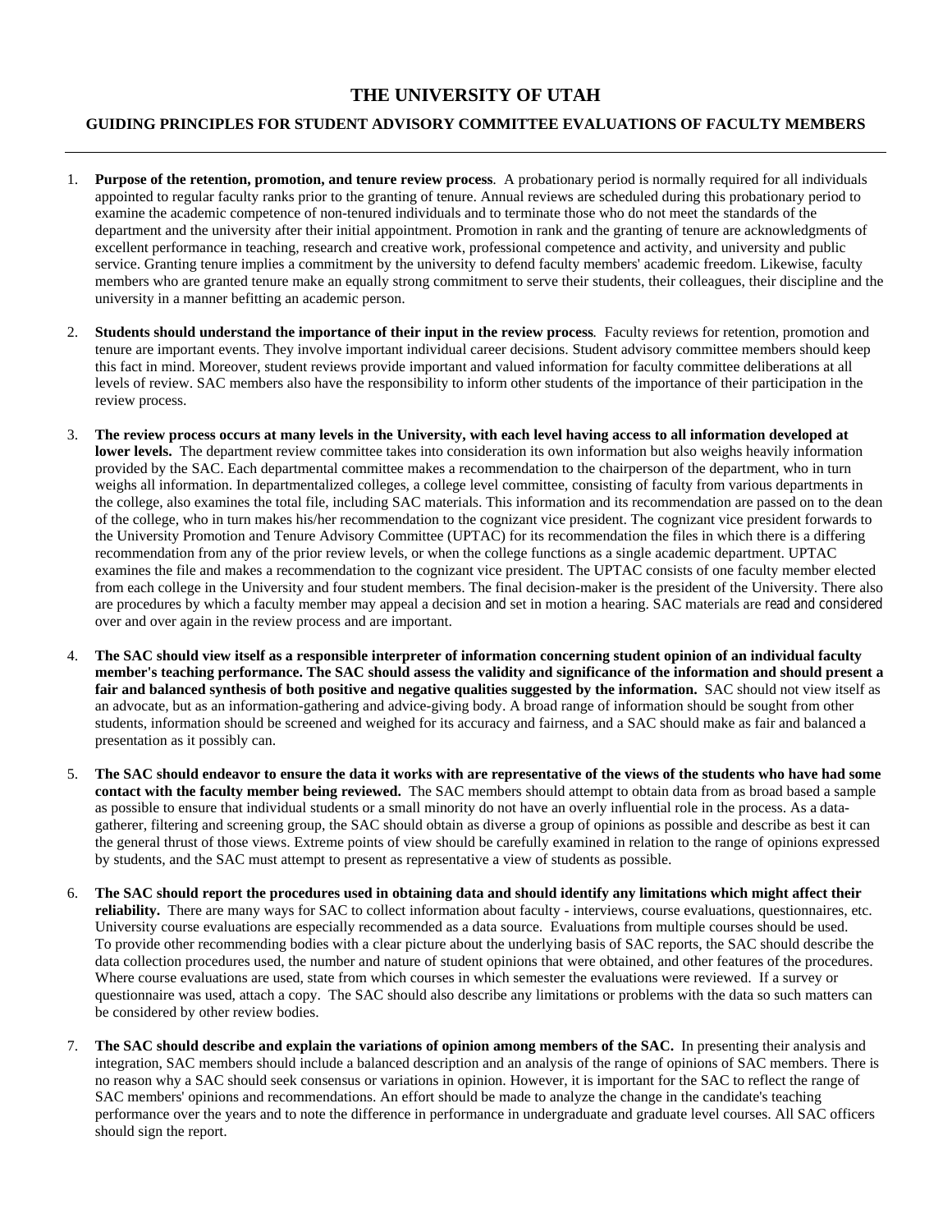# THE UNIVERSITY OF UTAH

## GUIDING PRINCIPLES FOR STUDENT ADVISORY COMMITTEE EVALUATIONS OF FACULTY MEMBERS

---

1. **Purpose of the retention, promotion, and tenure review process**. A probationary period is normally required for all individuals appointed to regular faculty ranks prior to the granting of tenure. Annual reviews are scheduled during this probationary period to examine the academic competence of non-tenured individuals and to terminate those who do not meet the standards of the department and the university after their initial appointment. Promotion in rank and the granting of tenure are acknowledgments of excellent performance in teaching, research and creative work, professional competence and activity, and university and public service. Granting tenure implies a commitment by the university to defend faculty members' academic freedom. Likewise, faculty members who are granted tenure make an equally strong commitment to serve their students, their colleagues, their discipline and the university in a manner befitting an academic person.

2. **Students should understand the importance of their input in the review process**. Faculty reviews for retention, promotion and tenure are important events. They involve important individual career decisions. Student advisory committee members should keep this fact in mind. Moreover, student reviews provide important and valued information for faculty committee deliberations at all levels of review. SAC members also have the responsibility to inform other students of the importance of their participation in the review process.

3. **The review process occurs at many levels in the University, with each level having access to all information developed at lower levels.** The department review committee takes into consideration its own information but also weighs heavily information provided by the SAC. Each departmental committee makes a recommendation to the chairperson of the department, who in turn weighs all information. In departmentalized colleges, a college level committee, consisting of faculty from various departments in the college, also examines the total file, including SAC materials. This information and its recommendation are passed on to the dean of the college, who in turn makes his/her recommendation to the cognizant vice president. The cognizant vice president forwards to the University Promotion and Tenure Advisory Committee (UPTAC) for its recommendation the files in which there is a differing recommendation from any of the prior review levels, or when the college functions as a single academic department. UPTAC examines the file and makes a recommendation to the cognizant vice president. The UPTAC consists of one faculty member elected from each college in the University and four student members. The final decision-maker is the president of the University. There also are procedures by which a faculty member may appeal a decision and set in motion a hearing. SAC materials are read and considered over and over again in the review process and are important.

4. **The SAC should view itself as a responsible interpreter of information concerning student opinion of an individual faculty member's teaching performance. The SAC should assess the validity and significance of the information and should present a fair and balanced synthesis of both positive and negative qualities suggested by the information.** SAC should not view itself as an advocate, but as an information-gathering and advice-giving body. A broad range of information should be sought from other students, information should be screened and weighed for its accuracy and fairness, and a SAC should make as fair and balanced a presentation as it possibly can.

5. **The SAC should endeavor to ensure the data it works with are representative of the views of the students who have had some contact with the faculty member being reviewed.** The SAC members should attempt to obtain data from as broad based a sample as possible to ensure that individual students or a small minority do not have an overly influential role in the process. As a data-gatherer, filtering and screening group, the SAC should obtain as diverse a group of opinions as possible and describe as best it can the general thrust of those views. Extreme points of view should be carefully examined in relation to the range of opinions expressed by students, and the SAC must attempt to present as representative a view of students as possible.

6. **The SAC should report the procedures used in obtaining data and should identify any limitations which might affect their reliability.** There are many ways for SAC to collect information about faculty - interviews, course evaluations, questionnaires, etc. University course evaluations are especially recommended as a data source. Evaluations from multiple courses should be used. To provide other recommending bodies with a clear picture about the underlying basis of SAC reports, the SAC should describe the data collection procedures used, the number and nature of student opinions that were obtained, and other features of the procedures. Where course evaluations are used, state from which courses in which semester the evaluations were reviewed. If a survey or questionnaire was used, attach a copy. The SAC should also describe any limitations or problems with the data so such matters can be considered by other review bodies.

7. **The SAC should describe and explain the variations of opinion among members of the SAC.** In presenting their analysis and integration, SAC members should include a balanced description and an analysis of the range of opinions of SAC members. There is no reason why a SAC should seek consensus or variations in opinion. However, it is important for the SAC to reflect the range of SAC members' opinions and recommendations. An effort should be made to analyze the change in the candidate's teaching performance over the years and to note the difference in performance in undergraduate and graduate level courses. All SAC officers should sign the report.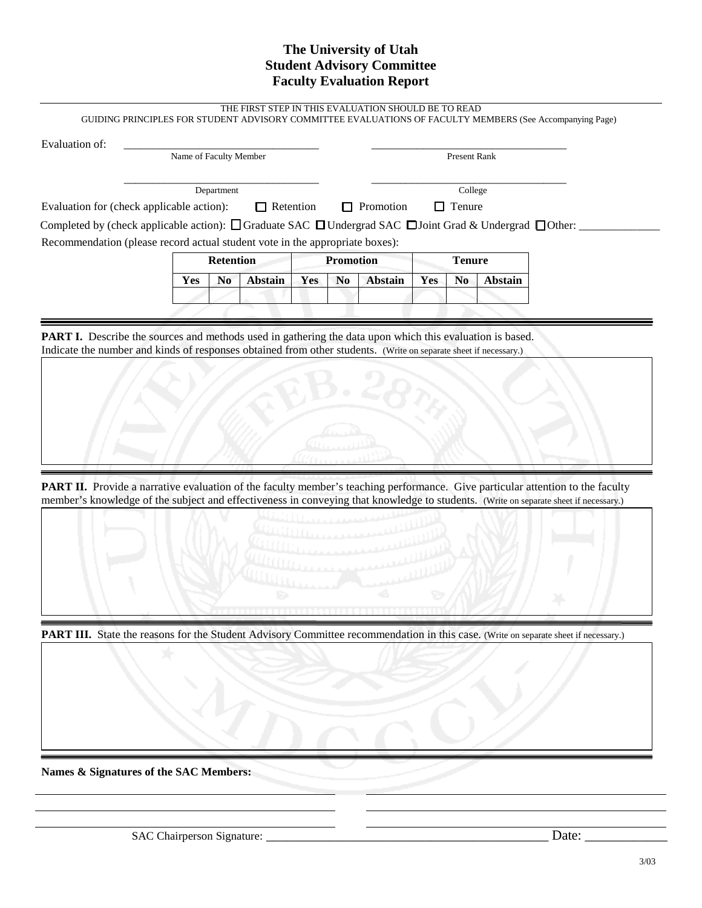# The University of Utah
# Student Advisory Committee
# Faculty Evaluation Report

THE FIRST STEP IN THIS EVALUATION SHOULD BE TO READ
GUIDING PRINCIPLES FOR STUDENT ADVISORY COMMITTEE EVALUATIONS OF FACULTY MEMBERS (See Accompanying Page)

Evaluation of: ________________________________ ________________________________
Name of Faculty Member Present Rank

________________________________ ________________________________
Department College

Evaluation for (check applicable action): ☐ Retention ☐ Promotion ☐ Tenure

Completed by (check applicable action): ☐ Graduate SAC ☐ Undergrad SAC ☐ Joint Grad & Undergrad ☐ Other: ______________

Recommendation (please record actual student vote in the appropriate boxes):

| Retention | | | Promotion | | | Tenure | | |
|---|---|---|---|---|---|---|---|---|
| Yes | No | Abstain | Yes | No | Abstain | Yes | No | Abstain |
| | | | | | | | | |

**PART I.** Describe the sources and methods used in gathering the data upon which this evaluation is based. Indicate the number and kinds of responses obtained from other students. (Write on separate sheet if necessary.)

**PART II.** Provide a narrative evaluation of the faculty member's teaching performance. Give particular attention to the faculty member's knowledge of the subject and effectiveness in conveying that knowledge to students. (Write on separate sheet if necessary.)

**PART III.** State the reasons for the Student Advisory Committee recommendation in this case. (Write on separate sheet if necessary.)

**Names & Signatures of the SAC Members:**

SAC Chairperson Signature: ______________________________________________ Date: ____________

3/03